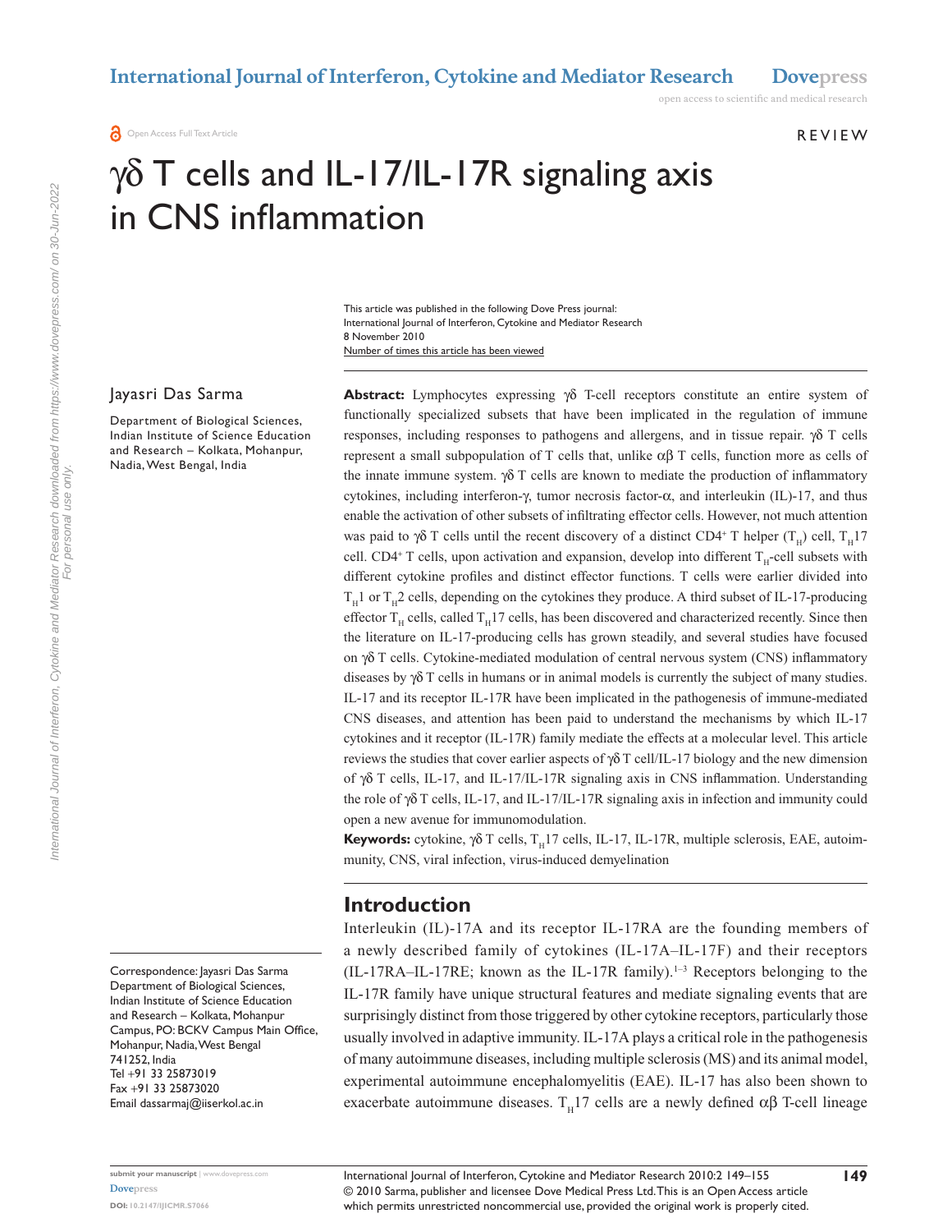Open Access Full Text Article

REVIEW

# γδ T cells and IL-17/IL-17R signaling axis in CNS inflammation

This article was published in the following Dove Press journal:
International Journal of Interferon, Cytokine and Mediator Research
8 November 2010
Number of times this article has been viewed

Jayasri Das Sarma

Department of Biological Sciences, Indian Institute of Science Education and Research – Kolkata, Mohanpur, Nadia, West Bengal, India

Correspondence: Jayasri Das Sarma
Department of Biological Sciences, Indian Institute of Science Education and Research – Kolkata, Mohanpur Campus, PO: BCKV Campus Main Office, Mohanpur, Nadia, West Bengal 741252, India
Tel +91 33 25873019
Fax +91 33 25873020
Email dassarmaj@iiserkol.ac.in

**Abstract:** Lymphocytes expressing γδ T-cell receptors constitute an entire system of functionally specialized subsets that have been implicated in the regulation of immune responses, including responses to pathogens and allergens, and in tissue repair. γδ T cells represent a small subpopulation of T cells that, unlike αβ T cells, function more as cells of the innate immune system. γδ T cells are known to mediate the production of inflammatory cytokines, including interferon-γ, tumor necrosis factor-α, and interleukin (IL)-17, and thus enable the activation of other subsets of infiltrating effector cells. However, not much attention was paid to γδ T cells until the recent discovery of a distinct CD4⁺ T helper ($T_H$) cell, $T_H17$ cell. CD4⁺ T cells, upon activation and expansion, develop into different $T_H$-cell subsets with different cytokine profiles and distinct effector functions. T cells were earlier divided into $T_H1$ or $T_H2$ cells, depending on the cytokines they produce. A third subset of IL-17-producing effector $T_H$ cells, called $T_H17$ cells, has been discovered and characterized recently. Since then the literature on IL-17-producing cells has grown steadily, and several studies have focused on γδ T cells. Cytokine-mediated modulation of central nervous system (CNS) inflammatory diseases by γδ T cells in humans or in animal models is currently the subject of many studies. IL-17 and its receptor IL-17R have been implicated in the pathogenesis of immune-mediated CNS diseases, and attention has been paid to understand the mechanisms by which IL-17 cytokines and it receptor (IL-17R) family mediate the effects at a molecular level. This article reviews the studies that cover earlier aspects of γδ T cell/IL-17 biology and the new dimension of γδ T cells, IL-17, and IL-17/IL-17R signaling axis in CNS inflammation. Understanding the role of γδ T cells, IL-17, and IL-17/IL-17R signaling axis in infection and immunity could open a new avenue for immunomodulation.

**Keywords:** cytokine, γδ T cells, $T_H17$ cells, IL-17, IL-17R, multiple sclerosis, EAE, autoimmunity, CNS, viral infection, virus-induced demyelination

## Introduction

Interleukin (IL)-17A and its receptor IL-17RA are the founding members of a newly described family of cytokines (IL-17A–IL-17F) and their receptors (IL-17RA–IL-17RE; known as the IL-17R family).[1–3] Receptors belonging to the IL-17R family have unique structural features and mediate signaling events that are surprisingly distinct from those triggered by other cytokine receptors, particularly those usually involved in adaptive immunity. IL-17A plays a critical role in the pathogenesis of many autoimmune diseases, including multiple sclerosis (MS) and its animal model, experimental autoimmune encephalomyelitis (EAE). IL-17 has also been shown to exacerbate autoimmune diseases. $T_H17$ cells are a newly defined αβ T-cell lineage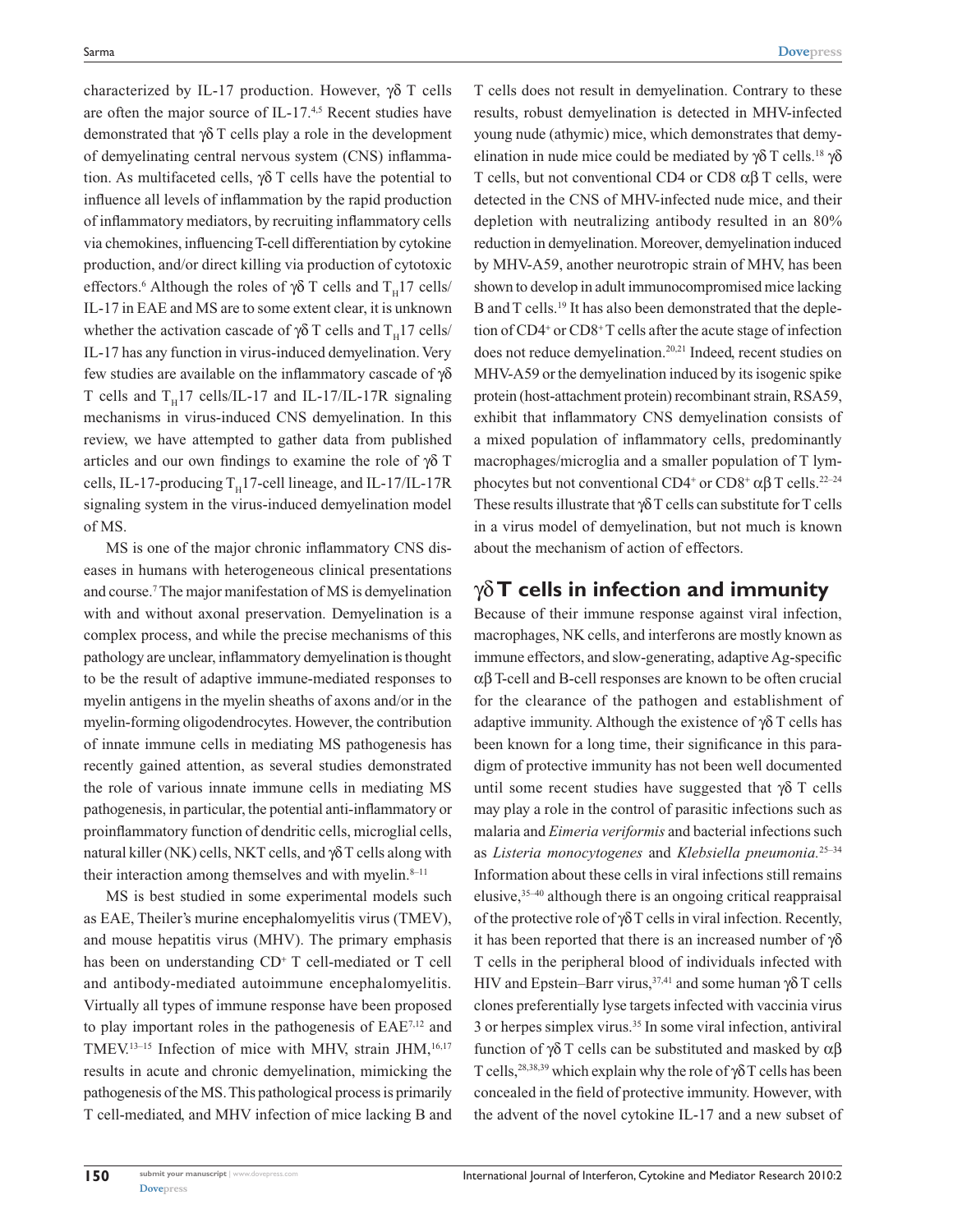characterized by IL-17 production. However, γδ T cells are often the major source of IL-17.[4,5] Recent studies have demonstrated that γδ T cells play a role in the development of demyelinating central nervous system (CNS) inflammation. As multifaceted cells, γδ T cells have the potential to influence all levels of inflammation by the rapid production of inflammatory mediators, by recruiting inflammatory cells via chemokines, influencing T-cell differentiation by cytokine production, and/or direct killing via production of cytotoxic effectors.[6] Although the roles of γδ T cells and $T_H17$ cells/IL-17 in EAE and MS are to some extent clear, it is unknown whether the activation cascade of γδ T cells and $T_H17$ cells/IL-17 has any function in virus-induced demyelination. Very few studies are available on the inflammatory cascade of γδ T cells and $T_H17$ cells/IL-17 and IL-17/IL-17R signaling mechanisms in virus-induced CNS demyelination. In this review, we have attempted to gather data from published articles and our own findings to examine the role of γδ T cells, IL-17-producing $T_H17$-cell lineage, and IL-17/IL-17R signaling system in the virus-induced demyelination model of MS.

MS is one of the major chronic inflammatory CNS diseases in humans with heterogeneous clinical presentations and course.[7] The major manifestation of MS is demyelination with and without axonal preservation. Demyelination is a complex process, and while the precise mechanisms of this pathology are unclear, inflammatory demyelination is thought to be the result of adaptive immune-mediated responses to myelin antigens in the myelin sheaths of axons and/or in the myelin-forming oligodendrocytes. However, the contribution of innate immune cells in mediating MS pathogenesis has recently gained attention, as several studies demonstrated the role of various innate immune cells in mediating MS pathogenesis, in particular, the potential anti-inflammatory or proinflammatory function of dendritic cells, microglial cells, natural killer (NK) cells, NKT cells, and γδ T cells along with their interaction among themselves and with myelin.[8–11]

MS is best studied in some experimental models such as EAE, Theiler's murine encephalomyelitis virus (TMEV), and mouse hepatitis virus (MHV). The primary emphasis has been on understanding $CD^+$ T cell-mediated or T cell and antibody-mediated autoimmune encephalomyelitis. Virtually all types of immune response have been proposed to play important roles in the pathogenesis of EAE[7,12] and TMEV.[13–15] Infection of mice with MHV, strain JHM,[16,17] results in acute and chronic demyelination, mimicking the pathogenesis of the MS. This pathological process is primarily T cell-mediated, and MHV infection of mice lacking B and T cells does not result in demyelination. Contrary to these results, robust demyelination is detected in MHV-infected young nude (athymic) mice, which demonstrates that demyelination in nude mice could be mediated by γδ T cells.[18] γδ T cells, but not conventional CD4 or CD8 αβ T cells, were detected in the CNS of MHV-infected nude mice, and their depletion with neutralizing antibody resulted in an 80% reduction in demyelination. Moreover, demyelination induced by MHV-A59, another neurotropic strain of MHV, has been shown to develop in adult immunocompromised mice lacking B and T cells.[19] It has also been demonstrated that the depletion of $CD4^+$ or $CD8^+$ T cells after the acute stage of infection does not reduce demyelination.[20,21] Indeed, recent studies on MHV-A59 or the demyelination induced by its isogenic spike protein (host-attachment protein) recombinant strain, RSA59, exhibit that inflammatory CNS demyelination consists of a mixed population of inflammatory cells, predominantly macrophages/microglia and a smaller population of T lymphocytes but not conventional $CD4^+$ or $CD8^+$ αβ T cells.[22–24] These results illustrate that γδ T cells can substitute for T cells in a virus model of demyelination, but not much is known about the mechanism of action of effectors.

## γδ T cells in infection and immunity

Because of their immune response against viral infection, macrophages, NK cells, and interferons are mostly known as immune effectors, and slow-generating, adaptive Ag-specific αβ T-cell and B-cell responses are known to be often crucial for the clearance of the pathogen and establishment of adaptive immunity. Although the existence of γδ T cells has been known for a long time, their significance in this paradigm of protective immunity has not been well documented until some recent studies have suggested that γδ T cells may play a role in the control of parasitic infections such as malaria and *Eimeria veriformis* and bacterial infections such as *Listeria monocytogenes* and *Klebsiella pneumonia.*[25–34] Information about these cells in viral infections still remains elusive,[35–40] although there is an ongoing critical reappraisal of the protective role of γδ T cells in viral infection. Recently, it has been reported that there is an increased number of γδ T cells in the peripheral blood of individuals infected with HIV and Epstein–Barr virus,[37,41] and some human γδ T cells clones preferentially lyse targets infected with vaccinia virus 3 or herpes simplex virus.[35] In some viral infection, antiviral function of γδ T cells can be substituted and masked by αβ T cells,[28,38,39] which explain why the role of γδ T cells has been concealed in the field of protective immunity. However, with the advent of the novel cytokine IL-17 and a new subset of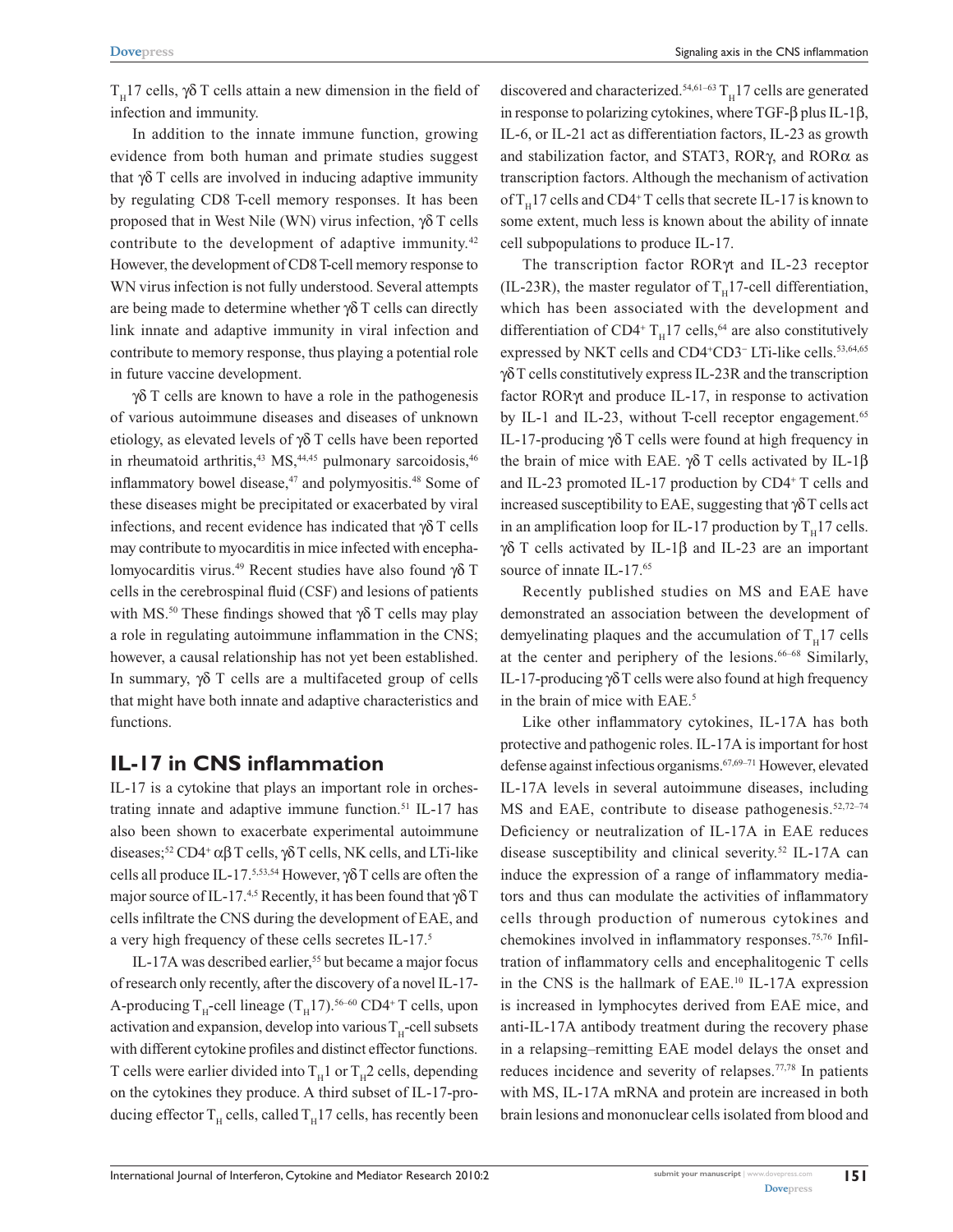$T_H17$ cells, γδ T cells attain a new dimension in the field of infection and immunity.

In addition to the innate immune function, growing evidence from both human and primate studies suggest that γδ T cells are involved in inducing adaptive immunity by regulating CD8 T-cell memory responses. It has been proposed that in West Nile (WN) virus infection, γδ T cells contribute to the development of adaptive immunity.[42] However, the development of CD8 T-cell memory response to WN virus infection is not fully understood. Several attempts are being made to determine whether γδ T cells can directly link innate and adaptive immunity in viral infection and contribute to memory response, thus playing a potential role in future vaccine development.

γδ T cells are known to have a role in the pathogenesis of various autoimmune diseases and diseases of unknown etiology, as elevated levels of γδ T cells have been reported in rheumatoid arthritis,[43] MS,[44,45] pulmonary sarcoidosis,[46] inflammatory bowel disease,[47] and polymyositis.[48] Some of these diseases might be precipitated or exacerbated by viral infections, and recent evidence has indicated that γδ T cells may contribute to myocarditis in mice infected with encephalomyocarditis virus.[49] Recent studies have also found γδ T cells in the cerebrospinal fluid (CSF) and lesions of patients with MS.[50] These findings showed that γδ T cells may play a role in regulating autoimmune inflammation in the CNS; however, a causal relationship has not yet been established. In summary, γδ T cells are a multifaceted group of cells that might have both innate and adaptive characteristics and functions.

## IL-17 in CNS inflammation

IL-17 is a cytokine that plays an important role in orchestrating innate and adaptive immune function.[51] IL-17 has also been shown to exacerbate experimental autoimmune diseases;[52] $CD4^+$ αβ T cells, γδ T cells, NK cells, and LTi-like cells all produce IL-17.[5,53,54] However, γδ T cells are often the major source of IL-17.[4,5] Recently, it has been found that γδ T cells infiltrate the CNS during the development of EAE, and a very high frequency of these cells secretes IL-17.[5]

IL-17A was described earlier,[55] but became a major focus of research only recently, after the discovery of a novel IL-17-A-producing $T_H$-cell lineage ($T_H17$).[56–60] $CD4^+$ T cells, upon activation and expansion, develop into various $T_H$-cell subsets with different cytokine profiles and distinct effector functions. T cells were earlier divided into $T_H1$ or $T_H2$ cells, depending on the cytokines they produce. A third subset of IL-17-producing effector $T_H$ cells, called $T_H17$ cells, has recently been discovered and characterized.[54,61–63] $T_H17$ cells are generated in response to polarizing cytokines, where TGF-β plus IL-1β, IL-6, or IL-21 act as differentiation factors, IL-23 as growth and stabilization factor, and STAT3, RORγ, and RORα as transcription factors. Although the mechanism of activation of $T_H17$ cells and $CD4^+$ T cells that secrete IL-17 is known to some extent, much less is known about the ability of innate cell subpopulations to produce IL-17.

The transcription factor RORγt and IL-23 receptor (IL-23R), the master regulator of $T_H17$-cell differentiation, which has been associated with the development and differentiation of $CD4^+$ $T_H17$ cells,[64] are also constitutively expressed by NKT cells and $CD4^+CD3^-$ LTi-like cells.[53,64,65] γδ T cells constitutively express IL-23R and the transcription factor RORγt and produce IL-17, in response to activation by IL-1 and IL-23, without T-cell receptor engagement.[65] IL-17-producing γδ T cells were found at high frequency in the brain of mice with EAE. γδ T cells activated by IL-1β and IL-23 promoted IL-17 production by $CD4^+$ T cells and increased susceptibility to EAE, suggesting that γδ T cells act in an amplification loop for IL-17 production by $T_H17$ cells. γδ T cells activated by IL-1β and IL-23 are an important source of innate IL-17.[65]

Recently published studies on MS and EAE have demonstrated an association between the development of demyelinating plaques and the accumulation of $T_H17$ cells at the center and periphery of the lesions.[66–68] Similarly, IL-17-producing γδ T cells were also found at high frequency in the brain of mice with EAE.[5]

Like other inflammatory cytokines, IL-17A has both protective and pathogenic roles. IL-17A is important for host defense against infectious organisms.[67,69–71] However, elevated IL-17A levels in several autoimmune diseases, including MS and EAE, contribute to disease pathogenesis.[52,72–74] Deficiency or neutralization of IL-17A in EAE reduces disease susceptibility and clinical severity.[52] IL-17A can induce the expression of a range of inflammatory mediators and thus can modulate the activities of inflammatory cells through production of numerous cytokines and chemokines involved in inflammatory responses.[75,76] Infiltration of inflammatory cells and encephalitogenic T cells in the CNS is the hallmark of EAE.[10] IL-17A expression is increased in lymphocytes derived from EAE mice, and anti-IL-17A antibody treatment during the recovery phase in a relapsing–remitting EAE model delays the onset and reduces incidence and severity of relapses.[77,78] In patients with MS, IL-17A mRNA and protein are increased in both brain lesions and mononuclear cells isolated from blood and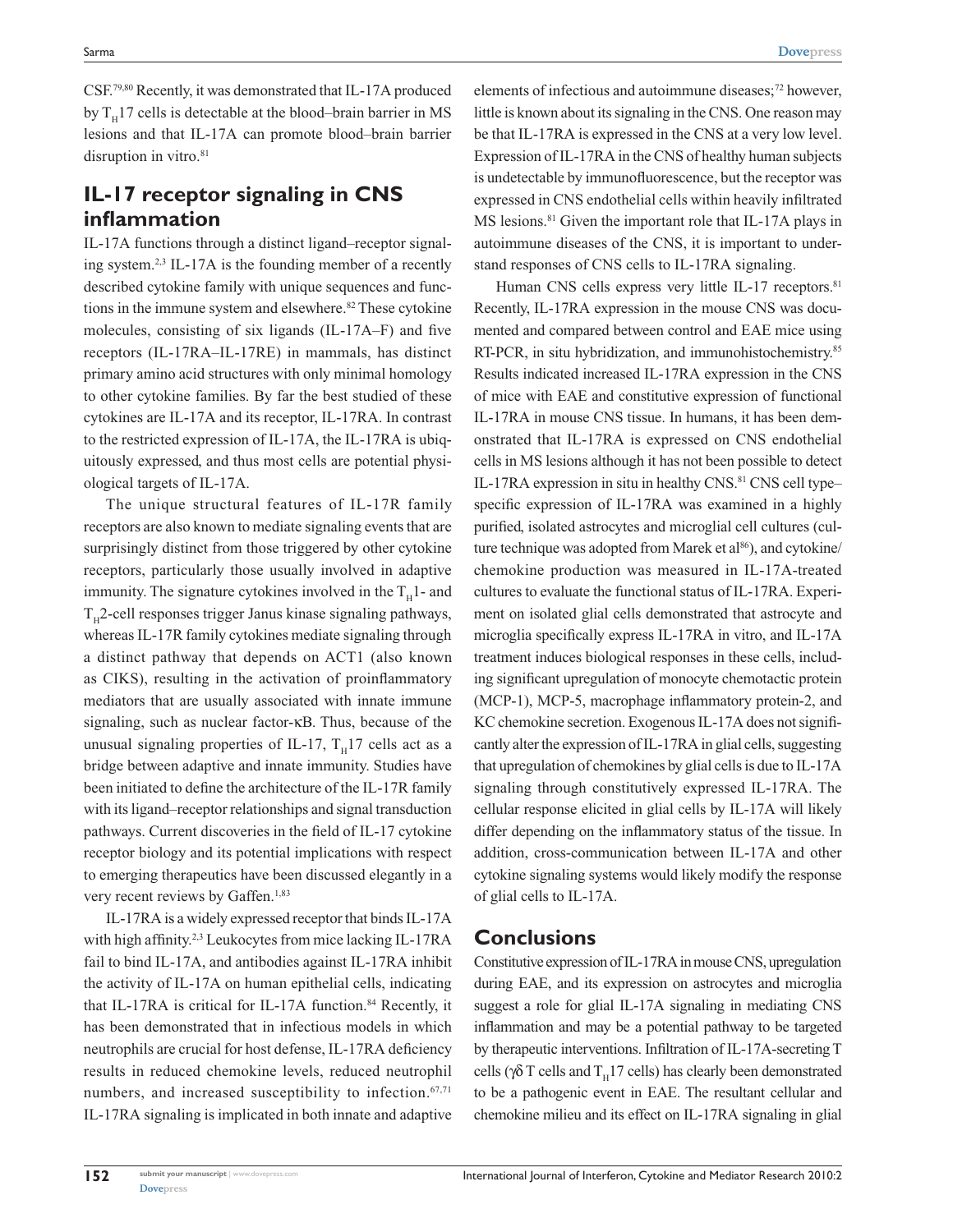CSF.[79,80] Recently, it was demonstrated that IL-17A produced by $T_H17$ cells is detectable at the blood–brain barrier in MS lesions and that IL-17A can promote blood–brain barrier disruption in vitro.[81]

## IL-17 receptor signaling in CNS inflammation

IL-17A functions through a distinct ligand–receptor signaling system.[2,3] IL-17A is the founding member of a recently described cytokine family with unique sequences and functions in the immune system and elsewhere.[82] These cytokine molecules, consisting of six ligands (IL-17A–F) and five receptors (IL-17RA–IL-17RE) in mammals, has distinct primary amino acid structures with only minimal homology to other cytokine families. By far the best studied of these cytokines are IL-17A and its receptor, IL-17RA. In contrast to the restricted expression of IL-17A, the IL-17RA is ubiquitously expressed, and thus most cells are potential physiological targets of IL-17A.

The unique structural features of IL-17R family receptors are also known to mediate signaling events that are surprisingly distinct from those triggered by other cytokine receptors, particularly those usually involved in adaptive immunity. The signature cytokines involved in the $T_H1$- and $T_H2$-cell responses trigger Janus kinase signaling pathways, whereas IL-17R family cytokines mediate signaling through a distinct pathway that depends on ACT1 (also known as CIKS), resulting in the activation of proinflammatory mediators that are usually associated with innate immune signaling, such as nuclear factor-κB. Thus, because of the unusual signaling properties of IL-17, $T_H17$ cells act as a bridge between adaptive and innate immunity. Studies have been initiated to define the architecture of the IL-17R family with its ligand–receptor relationships and signal transduction pathways. Current discoveries in the field of IL-17 cytokine receptor biology and its potential implications with respect to emerging therapeutics have been discussed elegantly in a very recent reviews by Gaffen.[1,83]

IL-17RA is a widely expressed receptor that binds IL-17A with high affinity.[2,3] Leukocytes from mice lacking IL-17RA fail to bind IL-17A, and antibodies against IL-17RA inhibit the activity of IL-17A on human epithelial cells, indicating that IL-17RA is critical for IL-17A function.[84] Recently, it has been demonstrated that in infectious models in which neutrophils are crucial for host defense, IL-17RA deficiency results in reduced chemokine levels, reduced neutrophil numbers, and increased susceptibility to infection.[67,71] IL-17RA signaling is implicated in both innate and adaptive elements of infectious and autoimmune diseases;[72] however, little is known about its signaling in the CNS. One reason may be that IL-17RA is expressed in the CNS at a very low level. Expression of IL-17RA in the CNS of healthy human subjects is undetectable by immunofluorescence, but the receptor was expressed in CNS endothelial cells within heavily infiltrated MS lesions.[81] Given the important role that IL-17A plays in autoimmune diseases of the CNS, it is important to understand responses of CNS cells to IL-17RA signaling.

Human CNS cells express very little IL-17 receptors.[81] Recently, IL-17RA expression in the mouse CNS was documented and compared between control and EAE mice using RT-PCR, in situ hybridization, and immunohistochemistry.[85] Results indicated increased IL-17RA expression in the CNS of mice with EAE and constitutive expression of functional IL-17RA in mouse CNS tissue. In humans, it has been demonstrated that IL-17RA is expressed on CNS endothelial cells in MS lesions although it has not been possible to detect IL-17RA expression in situ in healthy CNS.[81] CNS cell type–specific expression of IL-17RA was examined in a highly purified, isolated astrocytes and microglial cell cultures (culture technique was adopted from Marek et al[86]), and cytokine/chemokine production was measured in IL-17A-treated cultures to evaluate the functional status of IL-17RA. Experiment on isolated glial cells demonstrated that astrocyte and microglia specifically express IL-17RA in vitro, and IL-17A treatment induces biological responses in these cells, including significant upregulation of monocyte chemotactic protein (MCP-1), MCP-5, macrophage inflammatory protein-2, and KC chemokine secretion. Exogenous IL-17A does not significantly alter the expression of IL-17RA in glial cells, suggesting that upregulation of chemokines by glial cells is due to IL-17A signaling through constitutively expressed IL-17RA. The cellular response elicited in glial cells by IL-17A will likely differ depending on the inflammatory status of the tissue. In addition, cross-communication between IL-17A and other cytokine signaling systems would likely modify the response of glial cells to IL-17A.

## Conclusions

Constitutive expression of IL-17RA in mouse CNS, upregulation during EAE, and its expression on astrocytes and microglia suggest a role for glial IL-17A signaling in mediating CNS inflammation and may be a potential pathway to be targeted by therapeutic interventions. Infiltration of IL-17A-secreting T cells (γδ T cells and $T_H17$ cells) has clearly been demonstrated to be a pathogenic event in EAE. The resultant cellular and chemokine milieu and its effect on IL-17RA signaling in glial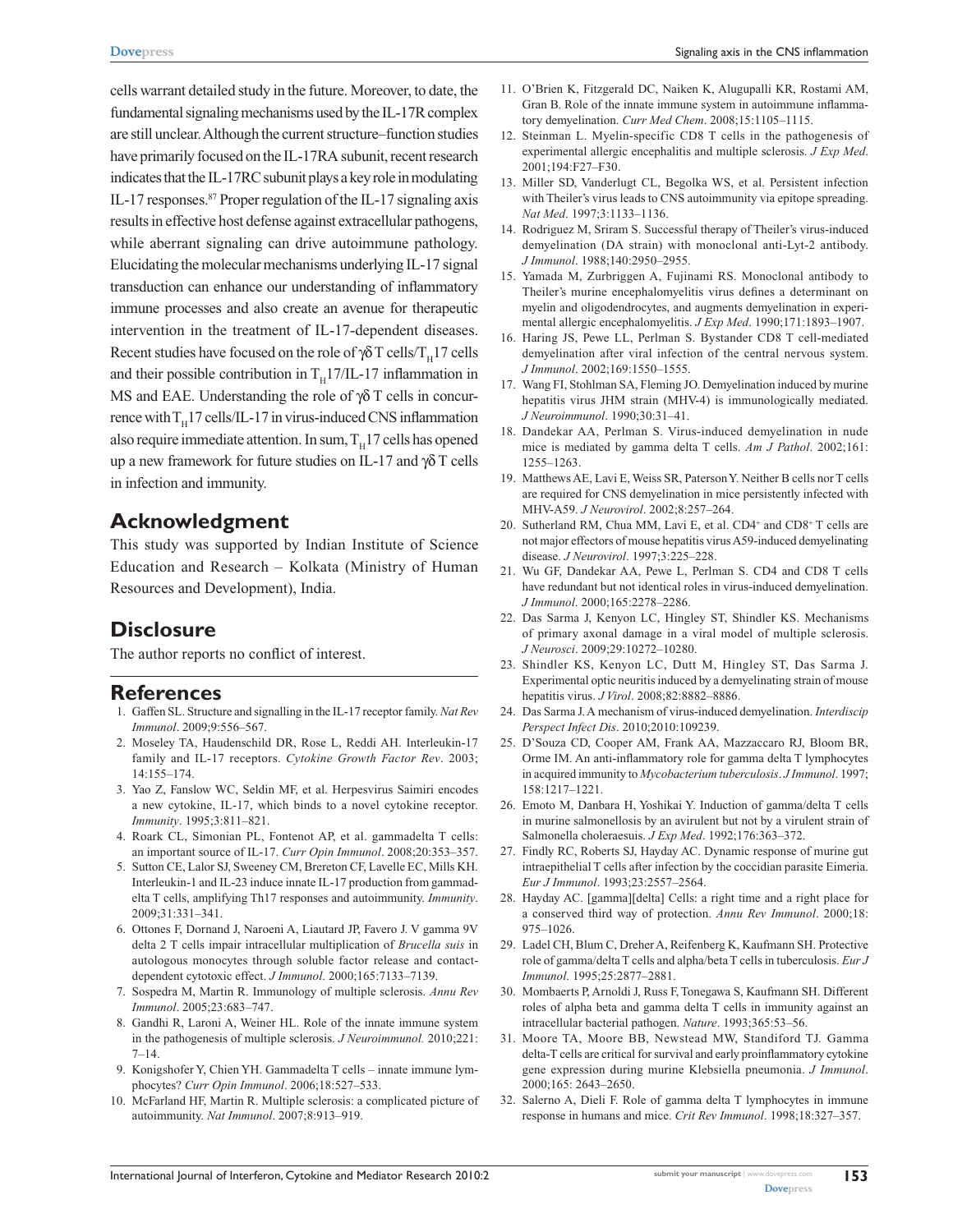cells warrant detailed study in the future. Moreover, to date, the fundamental signaling mechanisms used by the IL-17R complex are still unclear. Although the current structure–function studies have primarily focused on the IL-17RA subunit, recent research indicates that the IL-17RC subunit plays a key role in modulating IL-17 responses.[87] Proper regulation of the IL-17 signaling axis results in effective host defense against extracellular pathogens, while aberrant signaling can drive autoimmune pathology. Elucidating the molecular mechanisms underlying IL-17 signal transduction can enhance our understanding of inflammatory immune processes and also create an avenue for therapeutic intervention in the treatment of IL-17-dependent diseases. Recent studies have focused on the role of γδ T cells/$T_H17$ cells and their possible contribution in $T_H17$/IL-17 inflammation in MS and EAE. Understanding the role of γδ T cells in concurrence with $T_H17$ cells/IL-17 in virus-induced CNS inflammation also require immediate attention. In sum, $T_H17$ cells has opened up a new framework for future studies on IL-17 and γδ T cells in infection and immunity.

## Acknowledgment

This study was supported by Indian Institute of Science Education and Research – Kolkata (Ministry of Human Resources and Development), India.

## Disclosure

The author reports no conflict of interest.

## References

1. Gaffen SL. Structure and signalling in the IL-17 receptor family. *Nat Rev Immunol*. 2009;9:556–567.
2. Moseley TA, Haudenschild DR, Rose L, Reddi AH. Interleukin-17 family and IL-17 receptors. *Cytokine Growth Factor Rev*. 2003; 14:155–174.
3. Yao Z, Fanslow WC, Seldin MF, et al. Herpesvirus Saimiri encodes a new cytokine, IL-17, which binds to a novel cytokine receptor. *Immunity*. 1995;3:811–821.
4. Roark CL, Simonian PL, Fontenot AP, et al. gammadelta T cells: an important source of IL-17. *Curr Opin Immunol*. 2008;20:353–357.
5. Sutton CE, Lalor SJ, Sweeney CM, Brereton CF, Lavelle EC, Mills KH. Interleukin-1 and IL-23 induce innate IL-17 production from gammadelta T cells, amplifying Th17 responses and autoimmunity. *Immunity*. 2009;31:331–341.
6. Ottones F, Dornand J, Naroeni A, Liautard JP, Favero J. V gamma 9V delta 2 T cells impair intracellular multiplication of *Brucella suis* in autologous monocytes through soluble factor release and contact-dependent cytotoxic effect. *J Immunol*. 2000;165:7133–7139.
7. Sospedra M, Martin R. Immunology of multiple sclerosis. *Annu Rev Immunol*. 2005;23:683–747.
8. Gandhi R, Laroni A, Weiner HL. Role of the innate immune system in the pathogenesis of multiple sclerosis. *J Neuroimmunol.* 2010;221: 7–14.
9. Konigshofer Y, Chien YH. Gammadelta T cells – innate immune lymphocytes? *Curr Opin Immunol*. 2006;18:527–533.
10. McFarland HF, Martin R. Multiple sclerosis: a complicated picture of autoimmunity. *Nat Immunol*. 2007;8:913–919.
11. O'Brien K, Fitzgerald DC, Naiken K, Alugupalli KR, Rostami AM, Gran B. Role of the innate immune system in autoimmune inflammatory demyelination. *Curr Med Chem*. 2008;15:1105–1115.
12. Steinman L. Myelin-specific CD8 T cells in the pathogenesis of experimental allergic encephalitis and multiple sclerosis. *J Exp Med*. 2001;194:F27–F30.
13. Miller SD, Vanderlugt CL, Begolka WS, et al. Persistent infection with Theiler's virus leads to CNS autoimmunity via epitope spreading. *Nat Med*. 1997;3:1133–1136.
14. Rodriguez M, Sriram S. Successful therapy of Theiler's virus-induced demyelination (DA strain) with monoclonal anti-Lyt-2 antibody. *J Immunol*. 1988;140:2950–2955.
15. Yamada M, Zurbriggen A, Fujinami RS. Monoclonal antibody to Theiler's murine encephalomyelitis virus defines a determinant on myelin and oligodendrocytes, and augments demyelination in experimental allergic encephalomyelitis. *J Exp Med*. 1990;171:1893–1907.
16. Haring JS, Pewe LL, Perlman S. Bystander CD8 T cell-mediated demyelination after viral infection of the central nervous system. *J Immunol*. 2002;169:1550–1555.
17. Wang FI, Stohlman SA, Fleming JO. Demyelination induced by murine hepatitis virus JHM strain (MHV-4) is immunologically mediated. *J Neuroimmunol*. 1990;30:31–41.
18. Dandekar AA, Perlman S. Virus-induced demyelination in nude mice is mediated by gamma delta T cells. *Am J Pathol*. 2002;161: 1255–1263.
19. Matthews AE, Lavi E, Weiss SR, Paterson Y. Neither B cells nor T cells are required for CNS demyelination in mice persistently infected with MHV-A59. *J Neurovirol*. 2002;8:257–264.
20. Sutherland RM, Chua MM, Lavi E, et al. CD4+ and CD8+ T cells are not major effectors of mouse hepatitis virus A59-induced demyelinating disease. *J Neurovirol*. 1997;3:225–228.
21. Wu GF, Dandekar AA, Pewe L, Perlman S. CD4 and CD8 T cells have redundant but not identical roles in virus-induced demyelination. *J Immunol*. 2000;165:2278–2286.
22. Das Sarma J, Kenyon LC, Hingley ST, Shindler KS. Mechanisms of primary axonal damage in a viral model of multiple sclerosis. *J Neurosci*. 2009;29:10272–10280.
23. Shindler KS, Kenyon LC, Dutt M, Hingley ST, Das Sarma J. Experimental optic neuritis induced by a demyelinating strain of mouse hepatitis virus. *J Virol*. 2008;82:8882–8886.
24. Das Sarma J. A mechanism of virus-induced demyelination. *Interdiscip Perspect Infect Dis*. 2010;2010:109239.
25. D'Souza CD, Cooper AM, Frank AA, Mazzaccaro RJ, Bloom BR, Orme IM. An anti-inflammatory role for gamma delta T lymphocytes in acquired immunity to *Mycobacterium tuberculosis*. *J Immunol*. 1997; 158:1217–1221.
26. Emoto M, Danbara H, Yoshikai Y. Induction of gamma/delta T cells in murine salmonellosis by an avirulent but not by a virulent strain of Salmonella choleraesuis. *J Exp Med*. 1992;176:363–372.
27. Findly RC, Roberts SJ, Hayday AC. Dynamic response of murine gut intraepithelial T cells after infection by the coccidian parasite Eimeria. *Eur J Immunol*. 1993;23:2557–2564.
28. Hayday AC. [gamma][delta] Cells: a right time and a right place for a conserved third way of protection. *Annu Rev Immunol*. 2000;18: 975–1026.
29. Ladel CH, Blum C, Dreher A, Reifenberg K, Kaufmann SH. Protective role of gamma/delta T cells and alpha/beta T cells in tuberculosis. *Eur J Immunol*. 1995;25:2877–2881.
30. Mombaerts P, Arnoldi J, Russ F, Tonegawa S, Kaufmann SH. Different roles of alpha beta and gamma delta T cells in immunity against an intracellular bacterial pathogen. *Nature*. 1993;365:53–56.
31. Moore TA, Moore BB, Newstead MW, Standiford TJ. Gamma delta-T cells are critical for survival and early proinflammatory cytokine gene expression during murine Klebsiella pneumonia. *J Immunol*. 2000;165: 2643–2650.
32. Salerno A, Dieli F. Role of gamma delta T lymphocytes in immune response in humans and mice. *Crit Rev Immunol*. 1998;18:327–357.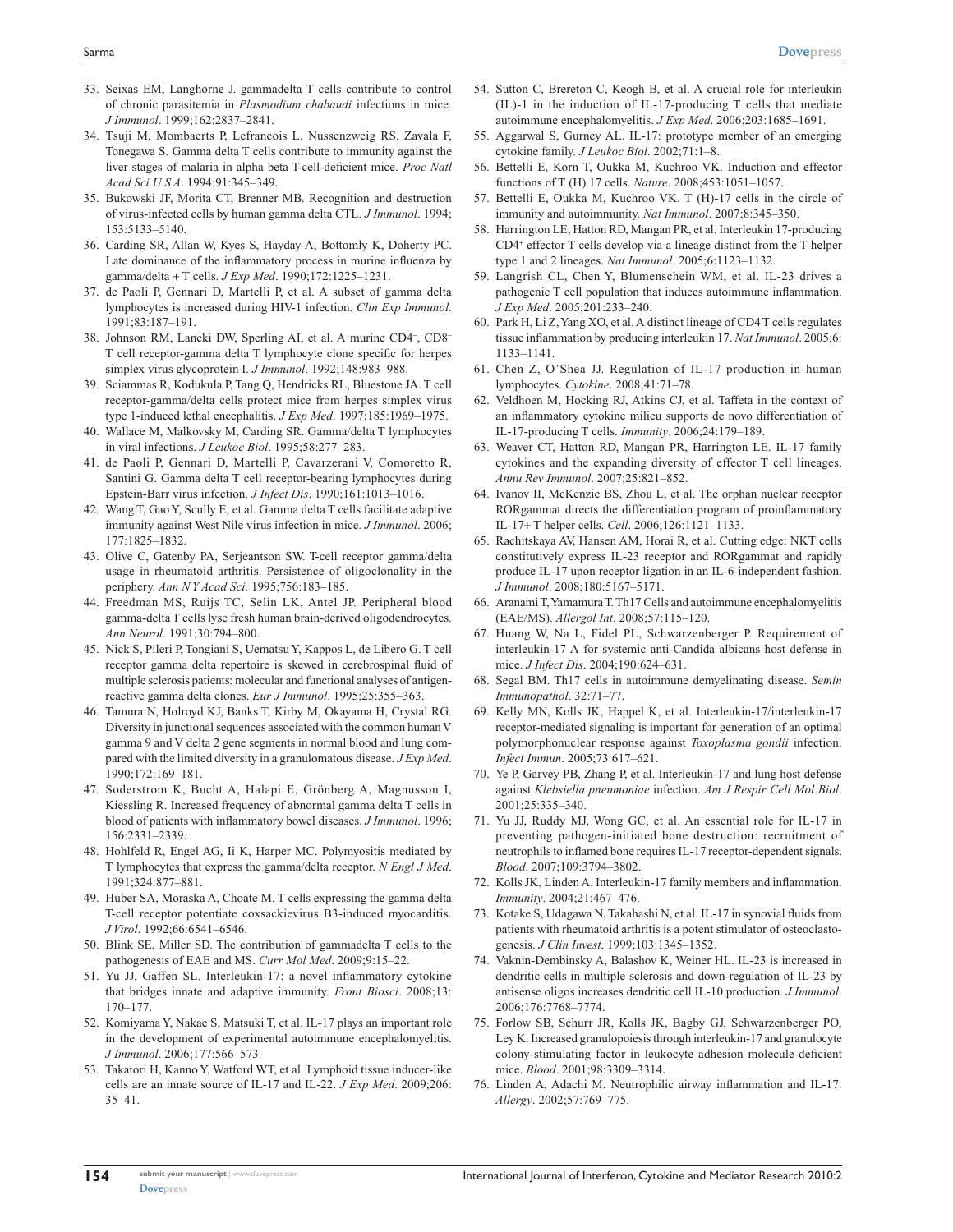33. Seixas EM, Langhorne J. gammadelta T cells contribute to control of chronic parasitemia in *Plasmodium chabaudi* infections in mice. *J Immunol*. 1999;162:2837–2841.
34. Tsuji M, Mombaerts P, Lefrancois L, Nussenzweig RS, Zavala F, Tonegawa S. Gamma delta T cells contribute to immunity against the liver stages of malaria in alpha beta T-cell-deficient mice. *Proc Natl Acad Sci U S A*. 1994;91:345–349.
35. Bukowski JF, Morita CT, Brenner MB. Recognition and destruction of virus-infected cells by human gamma delta CTL. *J Immunol*. 1994; 153:5133–5140.
36. Carding SR, Allan W, Kyes S, Hayday A, Bottomly K, Doherty PC. Late dominance of the inflammatory process in murine influenza by gamma/delta + T cells. *J Exp Med*. 1990;172:1225–1231.
37. de Paoli P, Gennari D, Martelli P, et al. A subset of gamma delta lymphocytes is increased during HIV-1 infection. *Clin Exp Immunol*. 1991;83:187–191.
38. Johnson RM, Lancki DW, Sperling AI, et al. A murine CD4⁻, CD8⁻ T cell receptor-gamma delta T lymphocyte clone specific for herpes simplex virus glycoprotein I. *J Immunol*. 1992;148:983–988.
39. Sciammas R, Kodukula P, Tang Q, Hendricks RL, Bluestone JA. T cell receptor-gamma/delta cells protect mice from herpes simplex virus type 1-induced lethal encephalitis. *J Exp Med*. 1997;185:1969–1975.
40. Wallace M, Malkovsky M, Carding SR. Gamma/delta T lymphocytes in viral infections. *J Leukoc Biol*. 1995;58:277–283.
41. de Paoli P, Gennari D, Martelli P, Cavarzerani V, Comoretto R, Santini G. Gamma delta T cell receptor-bearing lymphocytes during Epstein-Barr virus infection. *J Infect Dis*. 1990;161:1013–1016.
42. Wang T, Gao Y, Scully E, et al. Gamma delta T cells facilitate adaptive immunity against West Nile virus infection in mice. *J Immunol*. 2006; 177:1825–1832.
43. Olive C, Gatenby PA, Serjeantson SW. T-cell receptor gamma/delta usage in rheumatoid arthritis. Persistence of oligoclonality in the periphery. *Ann N Y Acad Sci*. 1995;756:183–185.
44. Freedman MS, Ruijs TC, Selin LK, Antel JP. Peripheral blood gamma-delta T cells lyse fresh human brain-derived oligodendrocytes. *Ann Neurol*. 1991;30:794–800.
45. Nick S, Pileri P, Tongiani S, Uematsu Y, Kappos L, de Libero G. T cell receptor gamma delta repertoire is skewed in cerebrospinal fluid of multiple sclerosis patients: molecular and functional analyses of antigen-reactive gamma delta clones. *Eur J Immunol*. 1995;25:355–363.
46. Tamura N, Holroyd KJ, Banks T, Kirby M, Okayama H, Crystal RG. Diversity in junctional sequences associated with the common human V gamma 9 and V delta 2 gene segments in normal blood and lung compared with the limited diversity in a granulomatous disease. *J Exp Med*. 1990;172:169–181.
47. Soderstrom K, Bucht A, Halapi E, Grönberg A, Magnusson I, Kiessling R. Increased frequency of abnormal gamma delta T cells in blood of patients with inflammatory bowel diseases. *J Immunol*. 1996; 156:2331–2339.
48. Hohlfeld R, Engel AG, Ii K, Harper MC. Polymyositis mediated by T lymphocytes that express the gamma/delta receptor. *N Engl J Med*. 1991;324:877–881.
49. Huber SA, Moraska A, Choate M. T cells expressing the gamma delta T-cell receptor potentiate coxsackievirus B3-induced myocarditis. *J Virol*. 1992;66:6541–6546.
50. Blink SE, Miller SD. The contribution of gammadelta T cells to the pathogenesis of EAE and MS. *Curr Mol Med*. 2009;9:15–22.
51. Yu JJ, Gaffen SL. Interleukin-17: a novel inflammatory cytokine that bridges innate and adaptive immunity. *Front Biosci*. 2008;13: 170–177.
52. Komiyama Y, Nakae S, Matsuki T, et al. IL-17 plays an important role in the development of experimental autoimmune encephalomyelitis. *J Immunol*. 2006;177:566–573.
53. Takatori H, Kanno Y, Watford WT, et al. Lymphoid tissue inducer-like cells are an innate source of IL-17 and IL-22. *J Exp Med*. 2009;206: 35–41.
54. Sutton C, Brereton C, Keogh B, et al. A crucial role for interleukin (IL)-1 in the induction of IL-17-producing T cells that mediate autoimmune encephalomyelitis. *J Exp Med*. 2006;203:1685–1691.
55. Aggarwal S, Gurney AL. IL-17: prototype member of an emerging cytokine family. *J Leukoc Biol*. 2002;71:1–8.
56. Bettelli E, Korn T, Oukka M, Kuchroo VK. Induction and effector functions of T (H) 17 cells. *Nature*. 2008;453:1051–1057.
57. Bettelli E, Oukka M, Kuchroo VK. T (H)-17 cells in the circle of immunity and autoimmunity. *Nat Immunol*. 2007;8:345–350.
58. Harrington LE, Hatton RD, Mangan PR, et al. Interleukin 17-producing CD4⁺ effector T cells develop via a lineage distinct from the T helper type 1 and 2 lineages. *Nat Immunol*. 2005;6:1123–1132.
59. Langrish CL, Chen Y, Blumenschein WM, et al. IL-23 drives a pathogenic T cell population that induces autoimmune inflammation. *J Exp Med*. 2005;201:233–240.
60. Park H, Li Z, Yang XO, et al. A distinct lineage of CD4 T cells regulates tissue inflammation by producing interleukin 17. *Nat Immunol*. 2005;6: 1133–1141.
61. Chen Z, O'Shea JJ. Regulation of IL-17 production in human lymphocytes. *Cytokine*. 2008;41:71–78.
62. Veldhoen M, Hocking RJ, Atkins CJ, et al. Taffeta in the context of an inflammatory cytokine milieu supports de novo differentiation of IL-17-producing T cells. *Immunity*. 2006;24:179–189.
63. Weaver CT, Hatton RD, Mangan PR, Harrington LE. IL-17 family cytokines and the expanding diversity of effector T cell lineages. *Annu Rev Immunol*. 2007;25:821–852.
64. Ivanov II, McKenzie BS, Zhou L, et al. The orphan nuclear receptor RORgammat directs the differentiation program of proinflammatory IL-17+ T helper cells. *Cell*. 2006;126:1121–1133.
65. Rachitskaya AV, Hansen AM, Horai R, et al. Cutting edge: NKT cells constitutively express IL-23 receptor and RORgammat and rapidly produce IL-17 upon receptor ligation in an IL-6-independent fashion. *J Immunol*. 2008;180:5167–5171.
66. Aranami T, Yamamura T. Th17 Cells and autoimmune encephalomyelitis (EAE/MS). *Allergol Int*. 2008;57:115–120.
67. Huang W, Na L, Fidel PL, Schwarzenberger P. Requirement of interleukin-17 A for systemic anti-Candida albicans host defense in mice. *J Infect Dis*. 2004;190:624–631.
68. Segal BM. Th17 cells in autoimmune demyelinating disease. *Semin Immunopathol*. 32:71–77.
69. Kelly MN, Kolls JK, Happel K, et al. Interleukin-17/interleukin-17 receptor-mediated signaling is important for generation of an optimal polymorphonuclear response against *Toxoplasma gondii* infection. *Infect Immun*. 2005;73:617–621.
70. Ye P, Garvey PB, Zhang P, et al. Interleukin-17 and lung host defense against *Klebsiella pneumoniae* infection. *Am J Respir Cell Mol Biol*. 2001;25:335–340.
71. Yu JJ, Ruddy MJ, Wong GC, et al. An essential role for IL-17 in preventing pathogen-initiated bone destruction: recruitment of neutrophils to inflamed bone requires IL-17 receptor-dependent signals. *Blood*. 2007;109:3794–3802.
72. Kolls JK, Linden A. Interleukin-17 family members and inflammation. *Immunity*. 2004;21:467–476.
73. Kotake S, Udagawa N, Takahashi N, et al. IL-17 in synovial fluids from patients with rheumatoid arthritis is a potent stimulator of osteoclastogenesis. *J Clin Invest*. 1999;103:1345–1352.
74. Vaknin-Dembinsky A, Balashov K, Weiner HL. IL-23 is increased in dendritic cells in multiple sclerosis and down-regulation of IL-23 by antisense oligos increases dendritic cell IL-10 production. *J Immunol*. 2006;176:7768–7774.
75. Forlow SB, Schurr JR, Kolls JK, Bagby GJ, Schwarzenberger PO, Ley K. Increased granulopoiesis through interleukin-17 and granulocyte colony-stimulating factor in leukocyte adhesion molecule-deficient mice. *Blood*. 2001;98:3309–3314.
76. Linden A, Adachi M. Neutrophilic airway inflammation and IL-17. *Allergy*. 2002;57:769–775.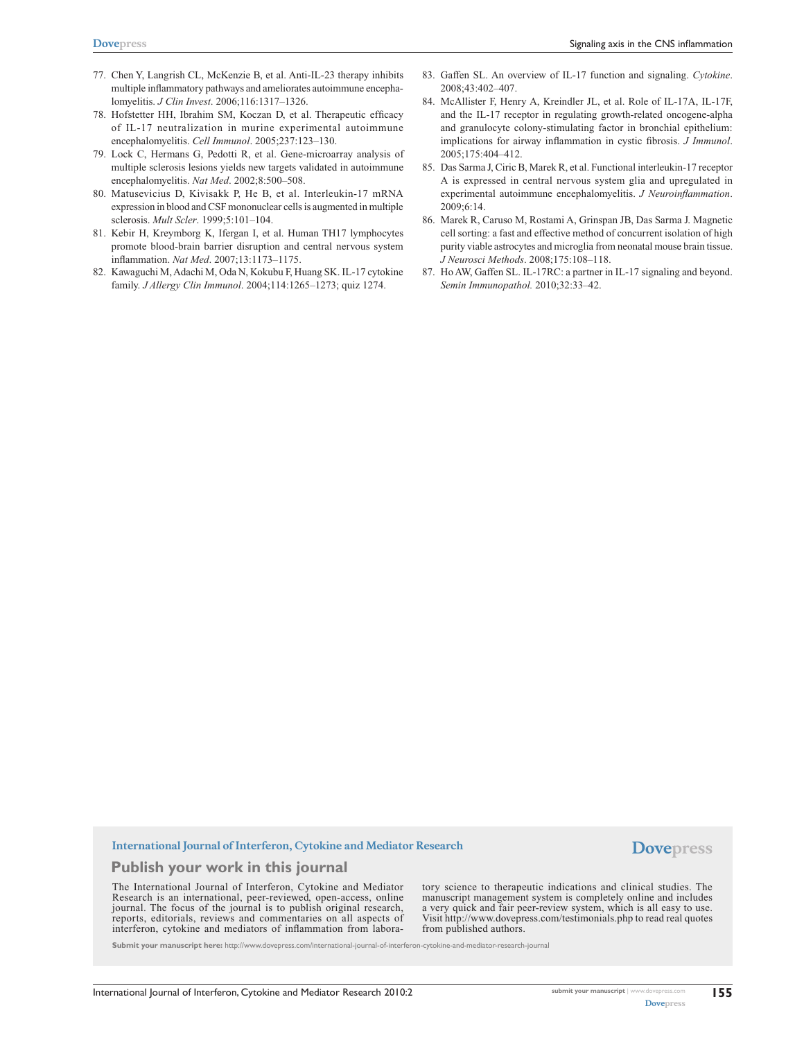77. Chen Y, Langrish CL, McKenzie B, et al. Anti-IL-23 therapy inhibits multiple inflammatory pathways and ameliorates autoimmune encephalomyelitis. *J Clin Invest*. 2006;116:1317–1326.
78. Hofstetter HH, Ibrahim SM, Koczan D, et al. Therapeutic efficacy of IL-17 neutralization in murine experimental autoimmune encephalomyelitis. *Cell Immunol*. 2005;237:123–130.
79. Lock C, Hermans G, Pedotti R, et al. Gene-microarray analysis of multiple sclerosis lesions yields new targets validated in autoimmune encephalomyelitis. *Nat Med*. 2002;8:500–508.
80. Matusevicius D, Kivisakk P, He B, et al. Interleukin-17 mRNA expression in blood and CSF mononuclear cells is augmented in multiple sclerosis. *Mult Scler*. 1999;5:101–104.
81. Kebir H, Kreymborg K, Ifergan I, et al. Human TH17 lymphocytes promote blood-brain barrier disruption and central nervous system inflammation. *Nat Med*. 2007;13:1173–1175.
82. Kawaguchi M, Adachi M, Oda N, Kokubu F, Huang SK. IL-17 cytokine family. *J Allergy Clin Immunol*. 2004;114:1265–1273; quiz 1274.
83. Gaffen SL. An overview of IL-17 function and signaling. *Cytokine*. 2008;43:402–407.
84. McAllister F, Henry A, Kreindler JL, et al. Role of IL-17A, IL-17F, and the IL-17 receptor in regulating growth-related oncogene-alpha and granulocyte colony-stimulating factor in bronchial epithelium: implications for airway inflammation in cystic fibrosis. *J Immunol*. 2005;175:404–412.
85. Das Sarma J, Ciric B, Marek R, et al. Functional interleukin-17 receptor A is expressed in central nervous system glia and upregulated in experimental autoimmune encephalomyelitis. *J Neuroinflammation*. 2009;6:14.
86. Marek R, Caruso M, Rostami A, Grinspan JB, Das Sarma J. Magnetic cell sorting: a fast and effective method of concurrent isolation of high purity viable astrocytes and microglia from neonatal mouse brain tissue. *J Neurosci Methods*. 2008;175:108–118.
87. Ho AW, Gaffen SL. IL-17RC: a partner in IL-17 signaling and beyond. *Semin Immunopathol.* 2010;32:33–42.

**International Journal of Interferon, Cytokine and Mediator Research**

## Publish your work in this journal

The International Journal of Interferon, Cytokine and Mediator Research is an international, peer-reviewed, open-access, online journal. The focus of the journal is to publish original research, reports, editorials, reviews and commentaries on all aspects of interferon, cytokine and mediators of inflammation from laboratory science to therapeutic indications and clinical studies. The manuscript management system is completely online and includes a very quick and fair peer-review system, which is all easy to use. Visit http://www.dovepress.com/testimonials.php to read real quotes from published authors.

**Submit your manuscript here:** http://www.dovepress.com/international-journal-of-interferon-cytokine-and-mediator-research-journal